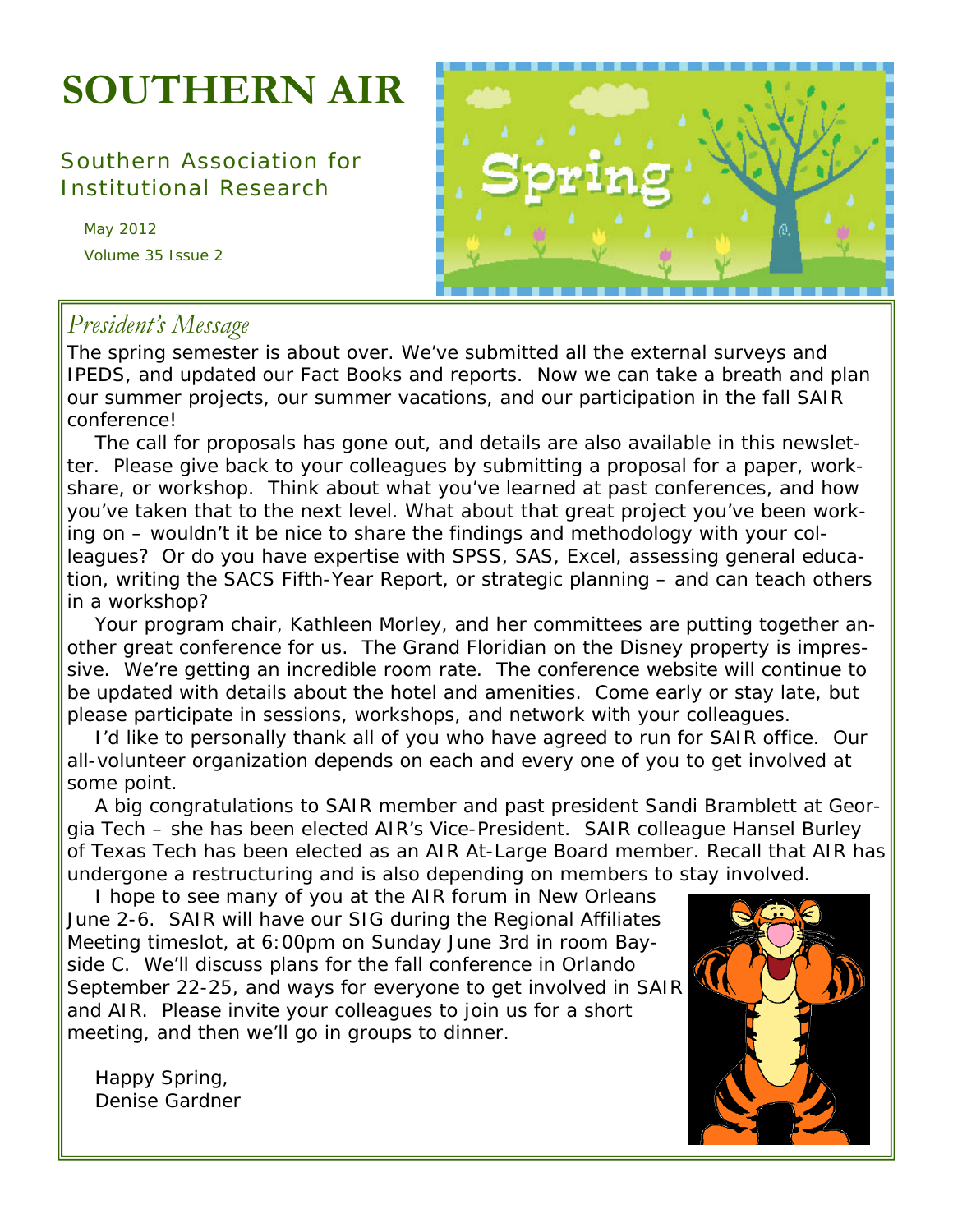# SOUTHERN AIR

Southern Association for Institutional Research

May 2012

Volume 35 Issue 2

## *President's Message*

The spring semester is about over. We've submitted all the external surveys and IPEDS, and updated our Fact Books and reports. Now we can take a breath and plan our summer projects, our summer vacations, and our participation in the fall SAIR conference!

The call for proposals has gone out, and details are also available in this newsletter. Please give back to your colleagues by submitting a proposal for a paper, workshare, or workshop. Think about what you've learned at past conferences, and how you've taken that to the next level. What about that great project you've been working on – wouldn't it be nice to share the findings and methodology with your colleagues? Or do you have expertise with SPSS, SAS, Excel, assessing general education, writing the SACS Fifth-Year Report, or strategic planning – and can teach others in a workshop?

Your program chair, Kathleen Morley, and her committees are putting together another great conference for us. The Grand Floridian on the Disney property is impressive. We're getting an incredible room rate. The conference website will continue to be updated with details about the hotel and amenities. Come early or stay late, but please participate in sessions, workshops, and network with your colleagues.

I'd like to personally thank all of you who have agreed to run for SAIR office. Our all-volunteer organization depends on each and every one of you to get involved at some point.

A big congratulations to SAIR member and past president Sandi Bramblett at Georgia Tech – she has been elected AIR's Vice-President. SAIR colleague Hansel Burley of Texas Tech has been elected as an AIR At-Large Board member. Recall that AIR has undergone a restructuring and is also depending on members to stay involved.

I hope to see many of you at the AIR forum in New Orleans June 2-6. SAIR will have our SIG during the Regional Affiliates Meeting timeslot, at 6:00pm on Sunday June 3rd in room Bayside C. We'll discuss plans for the fall conference in Orlando September 22-25, and ways for everyone to get involved in SAIR and AIR. Please invite your colleagues to join us for a short meeting, and then we'll go in groups to dinner.

Happy Spring,
Denise Gardner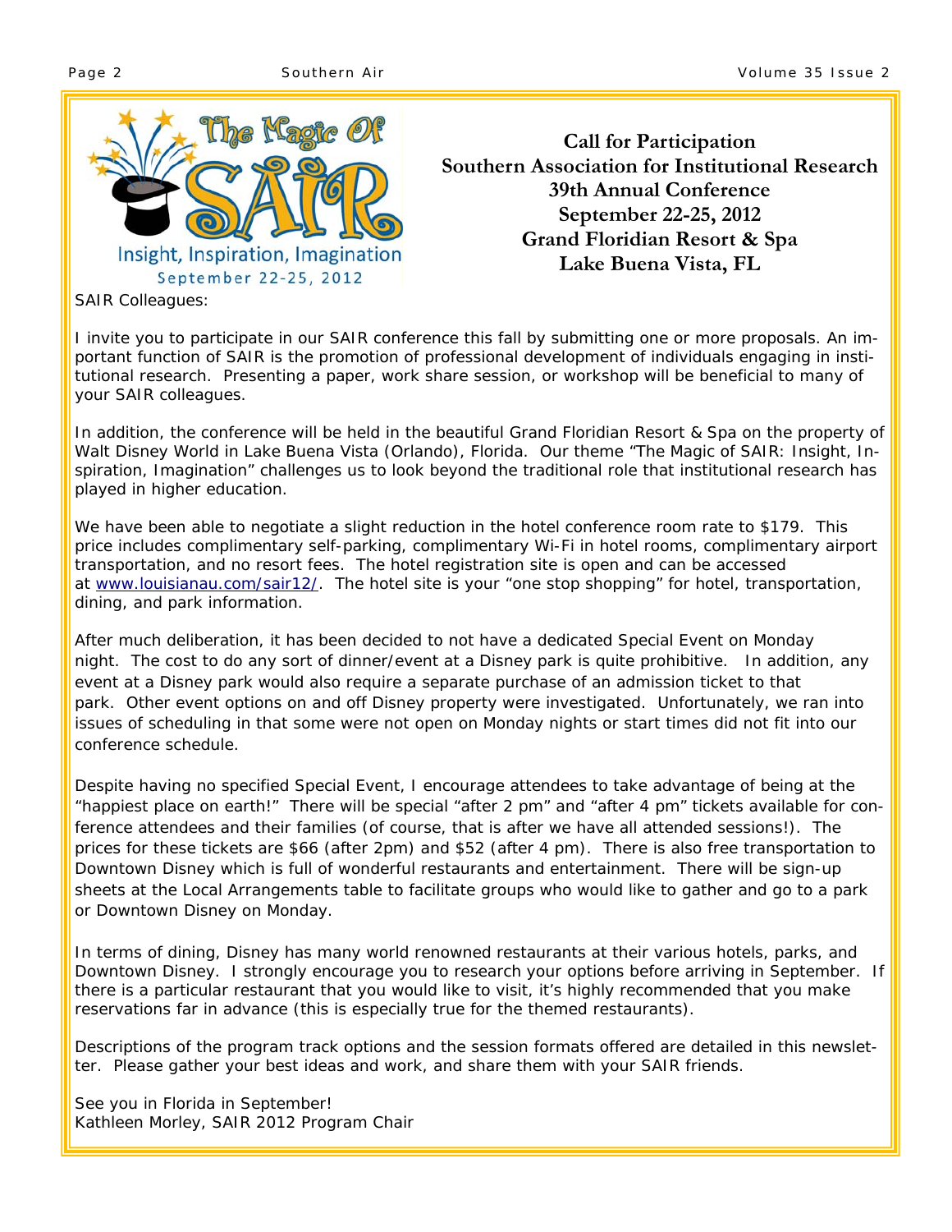**Call for Participation**
**Southern Association for Institutional Research**
**39th Annual Conference**
**September 22-25, 2012**
**Grand Floridian Resort & Spa**
**Lake Buena Vista, FL**

SAIR Colleagues:

I invite you to participate in our SAIR conference this fall by submitting one or more proposals. An important function of SAIR is the promotion of professional development of individuals engaging in institutional research. Presenting a paper, work share session, or workshop will be beneficial to many of your SAIR colleagues.

In addition, the conference will be held in the beautiful Grand Floridian Resort & Spa on the property of Walt Disney World in Lake Buena Vista (Orlando), Florida. Our theme "The Magic of SAIR: Insight, Inspiration, Imagination" challenges us to look beyond the traditional role that institutional research has played in higher education.

We have been able to negotiate a slight reduction in the hotel conference room rate to $179. This price includes complimentary self-parking, complimentary Wi-Fi in hotel rooms, complimentary airport transportation, and no resort fees. The hotel registration site is open and can be accessed at www.louisianau.com/sair12/. The hotel site is your "one stop shopping" for hotel, transportation, dining, and park information.

After much deliberation, it has been decided to not have a dedicated Special Event on Monday night. The cost to do any sort of dinner/event at a Disney park is quite prohibitive. In addition, any event at a Disney park would also require a separate purchase of an admission ticket to that park. Other event options on and off Disney property were investigated. Unfortunately, we ran into issues of scheduling in that some were not open on Monday nights or start times did not fit into our conference schedule.

Despite having no specified Special Event, I encourage attendees to take advantage of being at the "happiest place on earth!" There will be special "after 2 pm" and "after 4 pm" tickets available for conference attendees and their families (of course, that is after we have all attended sessions!). The prices for these tickets are $66 (after 2pm) and $52 (after 4 pm). There is also free transportation to Downtown Disney which is full of wonderful restaurants and entertainment. There will be sign-up sheets at the Local Arrangements table to facilitate groups who would like to gather and go to a park or Downtown Disney on Monday.

In terms of dining, Disney has many world renowned restaurants at their various hotels, parks, and Downtown Disney. I strongly encourage you to research your options before arriving in September. If there is a particular restaurant that you would like to visit, it's highly recommended that you make reservations far in advance (this is especially true for the themed restaurants).

Descriptions of the program track options and the session formats offered are detailed in this newsletter. Please gather your best ideas and work, and share them with your SAIR friends.

See you in Florida in September!
Kathleen Morley, SAIR 2012 Program Chair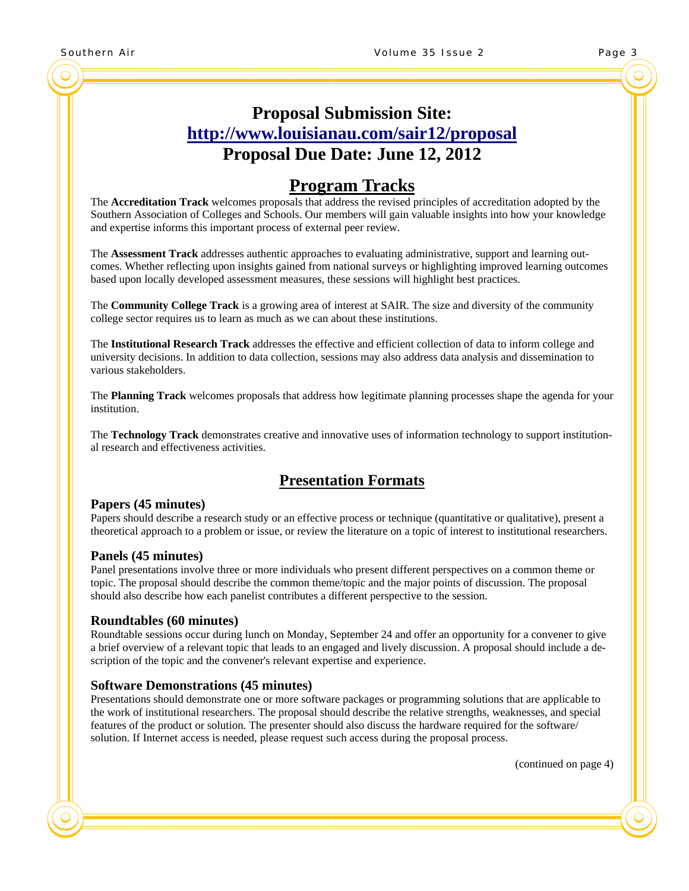# Proposal Submission Site: [http://www.louisianau.com/sair12/proposal](http://www.louisianau.com/sair12/proposal)

# Proposal Due Date: June 12, 2012

## Program Tracks

The **Accreditation Track** welcomes proposals that address the revised principles of accreditation adopted by the Southern Association of Colleges and Schools. Our members will gain valuable insights into how your knowledge and expertise informs this important process of external peer review.

The **Assessment Track** addresses authentic approaches to evaluating administrative, support and learning outcomes. Whether reflecting upon insights gained from national surveys or highlighting improved learning outcomes based upon locally developed assessment measures, these sessions will highlight best practices.

The **Community College Track** is a growing area of interest at SAIR. The size and diversity of the community college sector requires us to learn as much as we can about these institutions.

The **Institutional Research Track** addresses the effective and efficient collection of data to inform college and university decisions. In addition to data collection, sessions may also address data analysis and dissemination to various stakeholders.

The **Planning Track** welcomes proposals that address how legitimate planning processes shape the agenda for your institution.

The **Technology Track** demonstrates creative and innovative uses of information technology to support institutional research and effectiveness activities.

## Presentation Formats

### Papers (45 minutes)

Papers should describe a research study or an effective process or technique (quantitative or qualitative), present a theoretical approach to a problem or issue, or review the literature on a topic of interest to institutional researchers.

### Panels (45 minutes)

Panel presentations involve three or more individuals who present different perspectives on a common theme or topic. The proposal should describe the common theme/topic and the major points of discussion. The proposal should also describe how each panelist contributes a different perspective to the session.

### Roundtables (60 minutes)

Roundtable sessions occur during lunch on Monday, September 24 and offer an opportunity for a convener to give a brief overview of a relevant topic that leads to an engaged and lively discussion. A proposal should include a description of the topic and the convener's relevant expertise and experience.

### Software Demonstrations (45 minutes)

Presentations should demonstrate one or more software packages or programming solutions that are applicable to the work of institutional researchers. The proposal should describe the relative strengths, weaknesses, and special features of the product or solution. The presenter should also discuss the hardware required for the software/ solution. If Internet access is needed, please request such access during the proposal process.

(continued on page 4)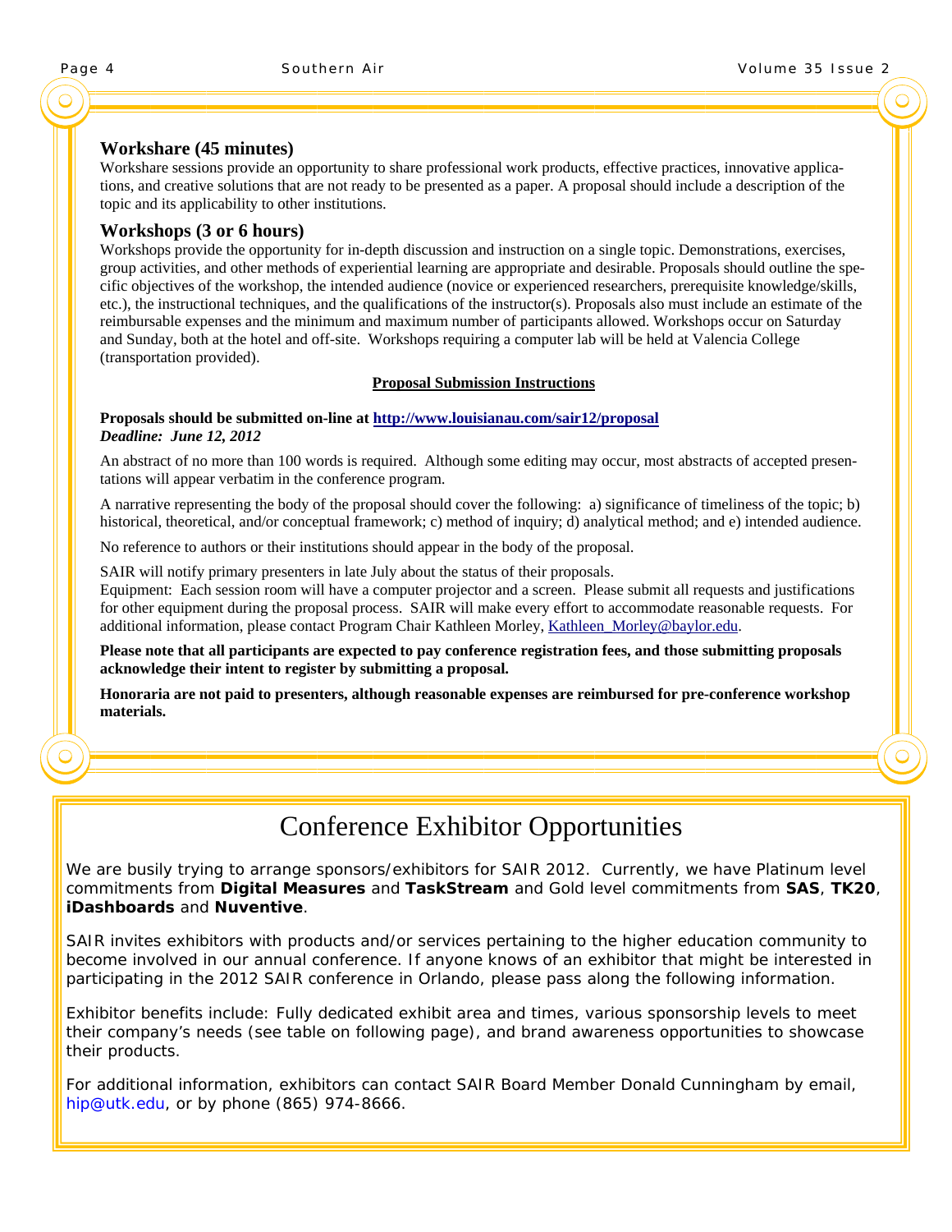### Workshare (45 minutes)

Workshare sessions provide an opportunity to share professional work products, effective practices, innovative applications, and creative solutions that are not ready to be presented as a paper. A proposal should include a description of the topic and its applicability to other institutions.

### Workshops (3 or 6 hours)

Workshops provide the opportunity for in-depth discussion and instruction on a single topic. Demonstrations, exercises, group activities, and other methods of experiential learning are appropriate and desirable. Proposals should outline the specific objectives of the workshop, the intended audience (novice or experienced researchers, prerequisite knowledge/skills, etc.), the instructional techniques, and the qualifications of the instructor(s). Proposals also must include an estimate of the reimbursable expenses and the minimum and maximum number of participants allowed. Workshops occur on Saturday and Sunday, both at the hotel and off-site. Workshops requiring a computer lab will be held at Valencia College (transportation provided).

**Proposal Submission Instructions**

**Proposals should be submitted on-line at http://www.louisianau.com/sair12/proposal**
***Deadline: June 12, 2012***

An abstract of no more than 100 words is required. Although some editing may occur, most abstracts of accepted presentations will appear verbatim in the conference program.

A narrative representing the body of the proposal should cover the following: a) significance of timeliness of the topic; b) historical, theoretical, and/or conceptual framework; c) method of inquiry; d) analytical method; and e) intended audience.

No reference to authors or their institutions should appear in the body of the proposal.

SAIR will notify primary presenters in late July about the status of their proposals.
Equipment: Each session room will have a computer projector and a screen. Please submit all requests and justifications for other equipment during the proposal process. SAIR will make every effort to accommodate reasonable requests. For additional information, please contact Program Chair Kathleen Morley, Kathleen_Morley@baylor.edu.

**Please note that all participants are expected to pay conference registration fees, and those submitting proposals acknowledge their intent to register by submitting a proposal.**

**Honoraria are not paid to presenters, although reasonable expenses are reimbursed for pre-conference workshop materials.**

## Conference Exhibitor Opportunities

We are busily trying to arrange sponsors/exhibitors for SAIR 2012. Currently, we have Platinum level commitments from **Digital Measures** and **TaskStream** and Gold level commitments from **SAS**, **TK20**, **iDashboards** and **Nuventive**.

SAIR invites exhibitors with products and/or services pertaining to the higher education community to become involved in our annual conference. If anyone knows of an exhibitor that might be interested in participating in the 2012 SAIR conference in Orlando, please pass along the following information.

Exhibitor benefits include: Fully dedicated exhibit area and times, various sponsorship levels to meet their company's needs (see table on following page), and brand awareness opportunities to showcase their products.

For additional information, exhibitors can contact SAIR Board Member Donald Cunningham by email, hip@utk.edu, or by phone (865) 974-8666.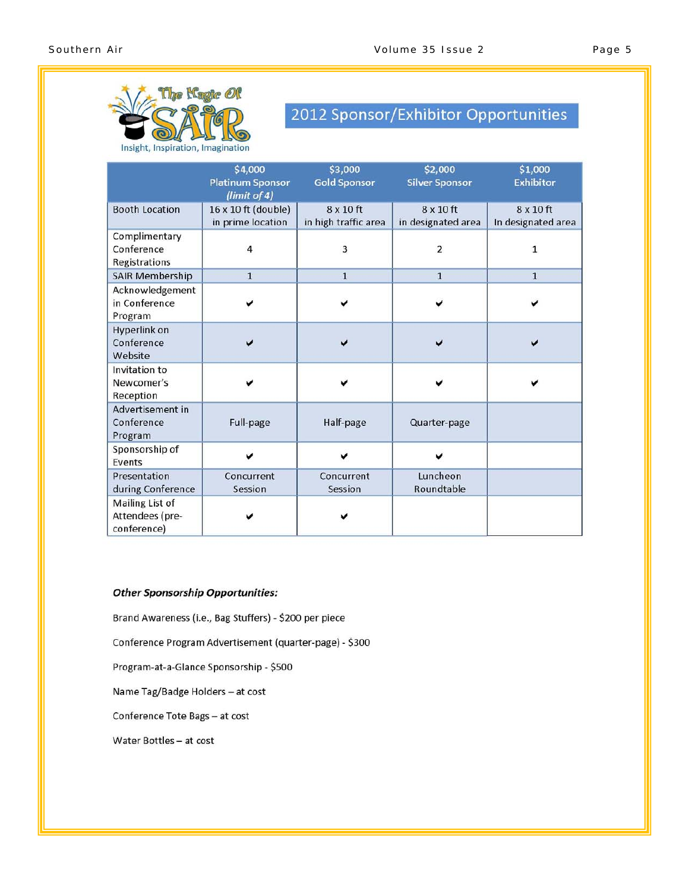The Magic Of SAIR

Insight, Inspiration, Imagination

## 2012 Sponsor/Exhibitor Opportunities

| | $4,000 Platinum Sponsor *(limit of 4)* | $3,000 Gold Sponsor | $2,000 Silver Sponsor | $1,000 Exhibitor |
|---|---|---|---|---|
| Booth Location | 16 x 10 ft (double) in prime location | 8 x 10 ft in high traffic area | 8 x 10 ft in designated area | 8 x 10 ft In designated area |
| Complimentary Conference Registrations | 4 | 3 | 2 | 1 |
| SAIR Membership | 1 | 1 | 1 | 1 |
| Acknowledgement in Conference Program | ✔ | ✔ | ✔ | ✔ |
| Hyperlink on Conference Website | ✔ | ✔ | ✔ | ✔ |
| Invitation to Newcomer's Reception | ✔ | ✔ | ✔ | ✔ |
| Advertisement in Conference Program | Full-page | Half-page | Quarter-page | |
| Sponsorship of Events | ✔ | ✔ | ✔ | |
| Presentation during Conference | Concurrent Session | Concurrent Session | Luncheon Roundtable | |
| Mailing List of Attendees (pre-conference) | ✔ | ✔ | | |

***Other Sponsorship Opportunities:***

Brand Awareness (i.e., Bag Stuffers) - $200 per piece

Conference Program Advertisement (quarter-page) - $300

Program-at-a-Glance Sponsorship - $500

Name Tag/Badge Holders – at cost

Conference Tote Bags – at cost

Water Bottles – at cost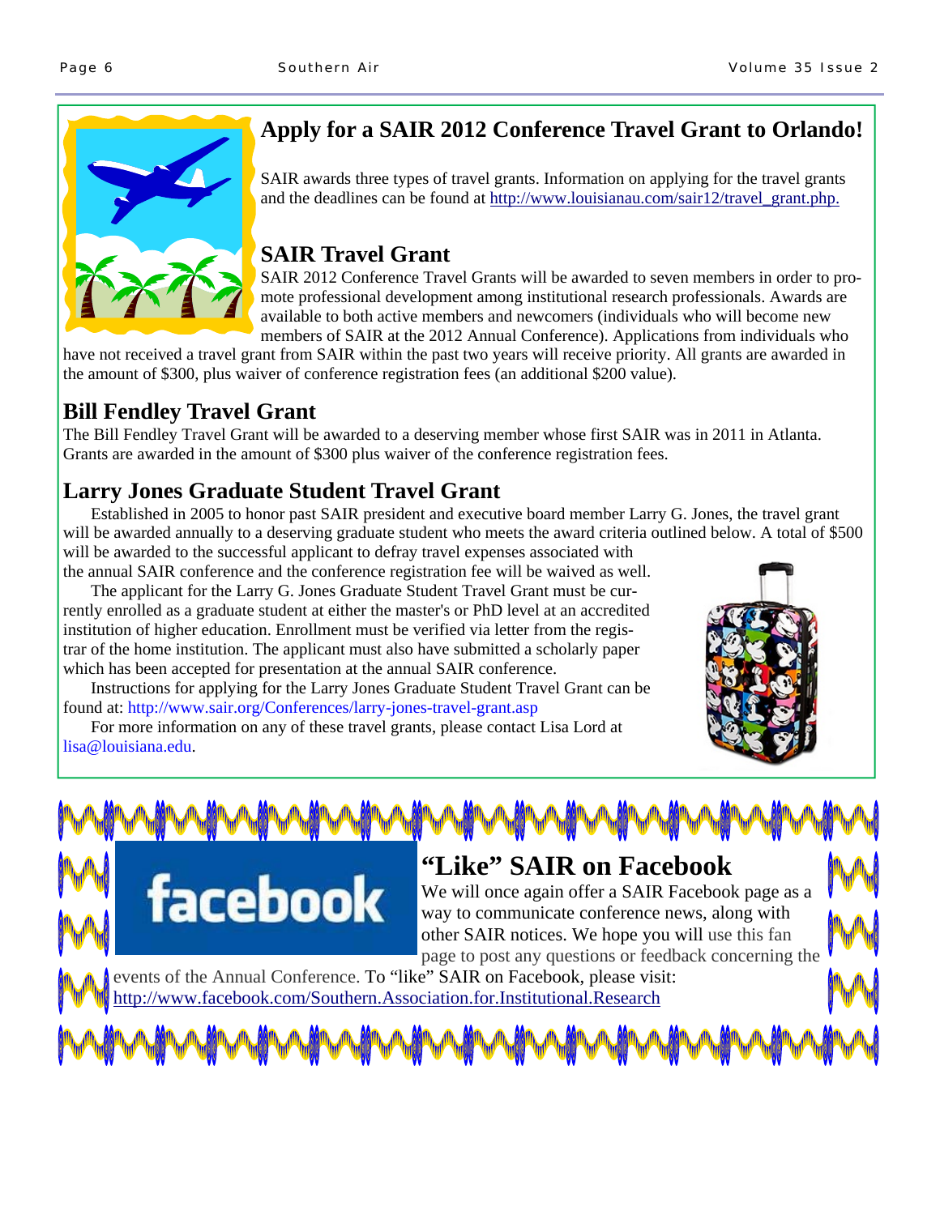## Apply for a SAIR 2012 Conference Travel Grant to Orlando!

SAIR awards three types of travel grants. Information on applying for the travel grants and the deadlines can be found at http://www.louisianau.com/sair12/travel_grant.php.

### SAIR Travel Grant

SAIR 2012 Conference Travel Grants will be awarded to seven members in order to promote professional development among institutional research professionals. Awards are available to both active members and newcomers (individuals who will become new members of SAIR at the 2012 Annual Conference). Applications from individuals who have not received a travel grant from SAIR within the past two years will receive priority. All grants are awarded in the amount of $300, plus waiver of conference registration fees (an additional $200 value).

### Bill Fendley Travel Grant

The Bill Fendley Travel Grant will be awarded to a deserving member whose first SAIR was in 2011 in Atlanta. Grants are awarded in the amount of $300 plus waiver of the conference registration fees.

### Larry Jones Graduate Student Travel Grant

Established in 2005 to honor past SAIR president and executive board member Larry G. Jones, the travel grant will be awarded annually to a deserving graduate student who meets the award criteria outlined below. A total of $500 will be awarded to the successful applicant to defray travel expenses associated with the annual SAIR conference and the conference registration fee will be waived as well.

The applicant for the Larry G. Jones Graduate Student Travel Grant must be currently enrolled as a graduate student at either the master's or PhD level at an accredited institution of higher education. Enrollment must be verified via letter from the registrar of the home institution. The applicant must also have submitted a scholarly paper which has been accepted for presentation at the annual SAIR conference.

Instructions for applying for the Larry Jones Graduate Student Travel Grant can be found at: http://www.sair.org/Conferences/larry-jones-travel-grant.asp

For more information on any of these travel grants, please contact Lisa Lord at lisa@louisiana.edu.

## "Like" SAIR on Facebook

We will once again offer a SAIR Facebook page as a way to communicate conference news, along with other SAIR notices. We hope you will use this fan page to post any questions or feedback concerning the events of the Annual Conference. To "like" SAIR on Facebook, please visit: http://www.facebook.com/Southern.Association.for.Institutional.Research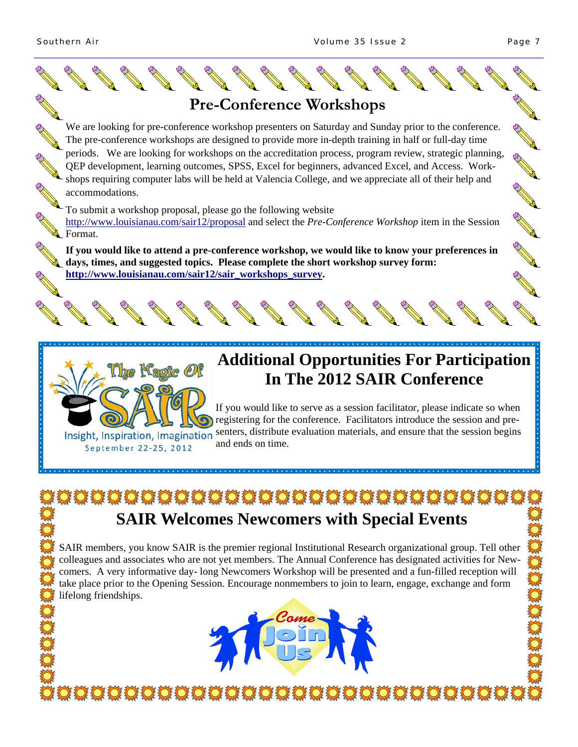## Pre-Conference Workshops

We are looking for pre-conference workshop presenters on Saturday and Sunday prior to the conference. The pre-conference workshops are designed to provide more in-depth training in half or full-day time periods. We are looking for workshops on the accreditation process, program review, strategic planning, QEP development, learning outcomes, SPSS, Excel for beginners, advanced Excel, and Access. Workshops requiring computer labs will be held at Valencia College, and we appreciate all of their help and accommodations.

To submit a workshop proposal, please go the following website http://www.louisianau.com/sair12/proposal and select the *Pre-Conference Workshop* item in the Session Format.

**If you would like to attend a pre-conference workshop, we would like to know your preferences in days, times, and suggested topics. Please complete the short workshop survey form: http://www.louisianau.com/sair12/sair_workshops_survey.**

## Additional Opportunities For Participation In The 2012 SAIR Conference

The Magic Of SAIR
Insight, Inspiration, Imagination
September 22-25, 2012

If you would like to serve as a session facilitator, please indicate so when registering for the conference. Facilitators introduce the session and presenters, distribute evaluation materials, and ensure that the session begins and ends on time.

## SAIR Welcomes Newcomers with Special Events

SAIR members, you know SAIR is the premier regional Institutional Research organizational group. Tell other colleagues and associates who are not yet members. The Annual Conference has designated activities for Newcomers. A very informative day- long Newcomers Workshop will be presented and a fun-filled reception will take place prior to the Opening Session. Encourage nonmembers to join to learn, engage, exchange and form lifelong friendships.

Come Join Us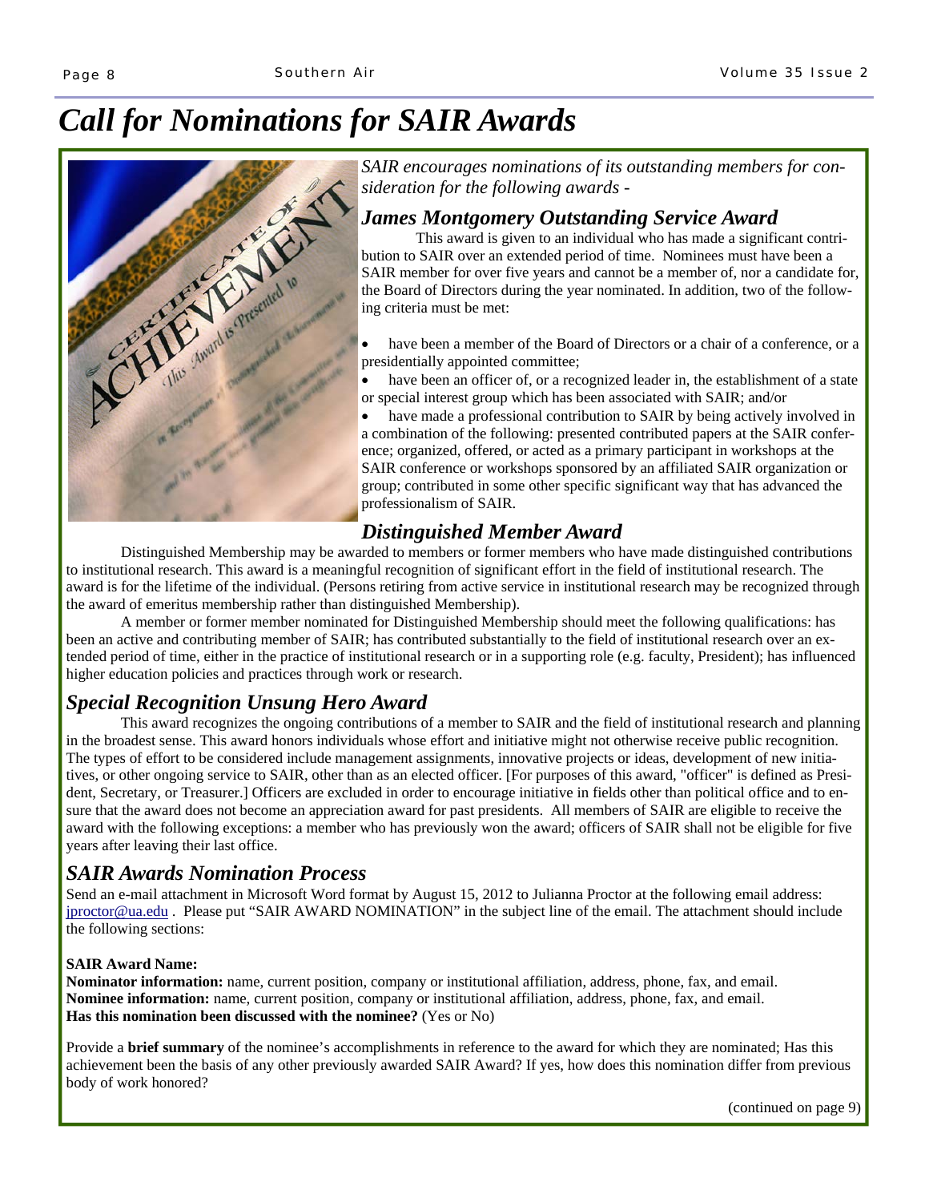# Call for Nominations for SAIR Awards

*SAIR encourages nominations of its outstanding members for consideration for the following awards -*

## James Montgomery Outstanding Service Award

This award is given to an individual who has made a significant contribution to SAIR over an extended period of time. Nominees must have been a SAIR member for over five years and cannot be a member of, nor a candidate for, the Board of Directors during the year nominated. In addition, two of the following criteria must be met:

- have been a member of the Board of Directors or a chair of a conference, or a presidentially appointed committee;
- have been an officer of, or a recognized leader in, the establishment of a state or special interest group which has been associated with SAIR; and/or
- have made a professional contribution to SAIR by being actively involved in a combination of the following: presented contributed papers at the SAIR conference; organized, offered, or acted as a primary participant in workshops at the SAIR conference or workshops sponsored by an affiliated SAIR organization or group; contributed in some other specific significant way that has advanced the professionalism of SAIR.

## Distinguished Member Award

Distinguished Membership may be awarded to members or former members who have made distinguished contributions to institutional research. This award is a meaningful recognition of significant effort in the field of institutional research. The award is for the lifetime of the individual. (Persons retiring from active service in institutional research may be recognized through the award of emeritus membership rather than distinguished Membership).

A member or former member nominated for Distinguished Membership should meet the following qualifications: has been an active and contributing member of SAIR; has contributed substantially to the field of institutional research over an extended period of time, either in the practice of institutional research or in a supporting role (e.g. faculty, President); has influenced higher education policies and practices through work or research.

## Special Recognition Unsung Hero Award

This award recognizes the ongoing contributions of a member to SAIR and the field of institutional research and planning in the broadest sense. This award honors individuals whose effort and initiative might not otherwise receive public recognition. The types of effort to be considered include management assignments, innovative projects or ideas, development of new initiatives, or other ongoing service to SAIR, other than as an elected officer. [For purposes of this award, "officer" is defined as President, Secretary, or Treasurer.] Officers are excluded in order to encourage initiative in fields other than political office and to ensure that the award does not become an appreciation award for past presidents. All members of SAIR are eligible to receive the award with the following exceptions: a member who has previously won the award; officers of SAIR shall not be eligible for five years after leaving their last office.

## SAIR Awards Nomination Process

Send an e-mail attachment in Microsoft Word format by August 15, 2012 to Julianna Proctor at the following email address: jproctor@ua.edu . Please put "SAIR AWARD NOMINATION" in the subject line of the email. The attachment should include the following sections:

**SAIR Award Name:**
**Nominator information:** name, current position, company or institutional affiliation, address, phone, fax, and email.
**Nominee information:** name, current position, company or institutional affiliation, address, phone, fax, and email.
**Has this nomination been discussed with the nominee?** (Yes or No)

Provide a **brief summary** of the nominee's accomplishments in reference to the award for which they are nominated; Has this achievement been the basis of any other previously awarded SAIR Award? If yes, how does this nomination differ from previous body of work honored?

(continued on page 9)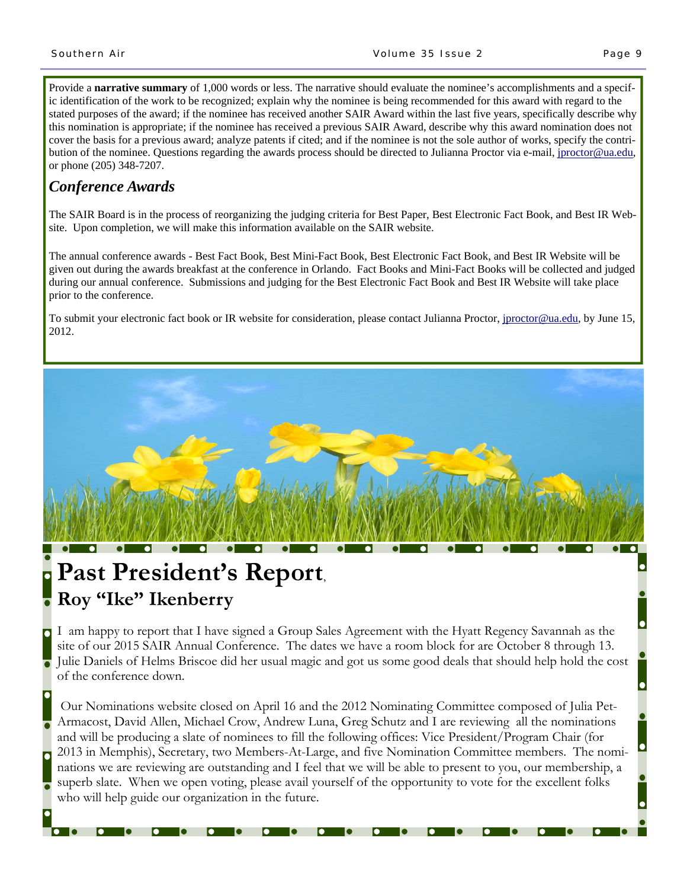Provide a **narrative summary** of 1,000 words or less. The narrative should evaluate the nominee's accomplishments and a specific identification of the work to be recognized; explain why the nominee is being recommended for this award with regard to the stated purposes of the award; if the nominee has received another SAIR Award within the last five years, specifically describe why this nomination is appropriate; if the nominee has received a previous SAIR Award, describe why this award nomination does not cover the basis for a previous award; analyze patents if cited; and if the nominee is not the sole author of works, specify the contribution of the nominee. Questions regarding the awards process should be directed to Julianna Proctor via e-mail, jproctor@ua.edu, or phone (205) 348-7207.

### *Conference Awards*

The SAIR Board is in the process of reorganizing the judging criteria for Best Paper, Best Electronic Fact Book, and Best IR Website. Upon completion, we will make this information available on the SAIR website.

The annual conference awards - Best Fact Book, Best Mini-Fact Book, Best Electronic Fact Book, and Best IR Website will be given out during the awards breakfast at the conference in Orlando. Fact Books and Mini-Fact Books will be collected and judged during our annual conference. Submissions and judging for the Best Electronic Fact Book and Best IR Website will take place prior to the conference.

To submit your electronic fact book or IR website for consideration, please contact Julianna Proctor, jproctor@ua.edu, by June 15, 2012.

# Past President's Report,

## Roy "Ike" Ikenberry

I am happy to report that I have signed a Group Sales Agreement with the Hyatt Regency Savannah as the site of our 2015 SAIR Annual Conference. The dates we have a room block for are October 8 through 13. Julie Daniels of Helms Briscoe did her usual magic and got us some good deals that should help hold the cost of the conference down.

Our Nominations website closed on April 16 and the 2012 Nominating Committee composed of Julia Pet-Armacost, David Allen, Michael Crow, Andrew Luna, Greg Schutz and I are reviewing all the nominations and will be producing a slate of nominees to fill the following offices: Vice President/Program Chair (for 2013 in Memphis), Secretary, two Members-At-Large, and five Nomination Committee members. The nominations we are reviewing are outstanding and I feel that we will be able to present to you, our membership, a superb slate. When we open voting, please avail yourself of the opportunity to vote for the excellent folks who will help guide our organization in the future.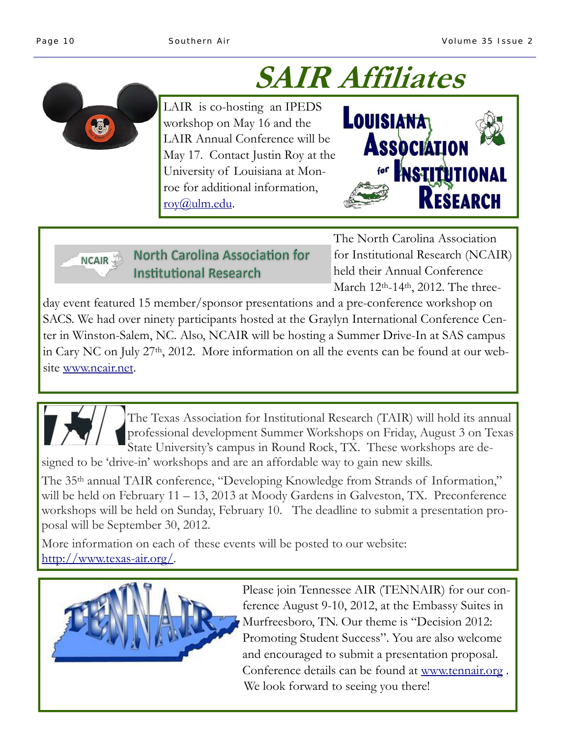# SAIR Affiliates

LAIR is co-hosting an IPEDS workshop on May 16 and the LAIR Annual Conference will be May 17. Contact Justin Roy at the University of Louisiana at Monroe for additional information, roy@ulm.edu.

Louisiana Association for Institutional Research

NCAIR North Carolina Association for Institutional Research

The North Carolina Association for Institutional Research (NCAIR) held their Annual Conference March 12th-14th, 2012. The three-day event featured 15 member/sponsor presentations and a pre-conference workshop on SACS. We had over ninety participants hosted at the Graylyn International Conference Center in Winston-Salem, NC. Also, NCAIR will be hosting a Summer Drive-In at SAS campus in Cary NC on July 27th, 2012. More information on all the events can be found at our website www.ncair.net.

The Texas Association for Institutional Research (TAIR) will hold its annual professional development Summer Workshops on Friday, August 3 on Texas State University's campus in Round Rock, TX. These workshops are designed to be 'drive-in' workshops and are an affordable way to gain new skills.

The 35th annual TAIR conference, "Developing Knowledge from Strands of Information," will be held on February 11 – 13, 2013 at Moody Gardens in Galveston, TX. Preconference workshops will be held on Sunday, February 10. The deadline to submit a presentation proposal will be September 30, 2012.

More information on each of these events will be posted to our website: http://www.texas-air.org/.

TENNAIR

Please join Tennessee AIR (TENNAIR) for our conference August 9-10, 2012, at the Embassy Suites in Murfreesboro, TN. Our theme is "Decision 2012: Promoting Student Success". You are also welcome and encouraged to submit a presentation proposal. Conference details can be found at www.tennair.org . We look forward to seeing you there!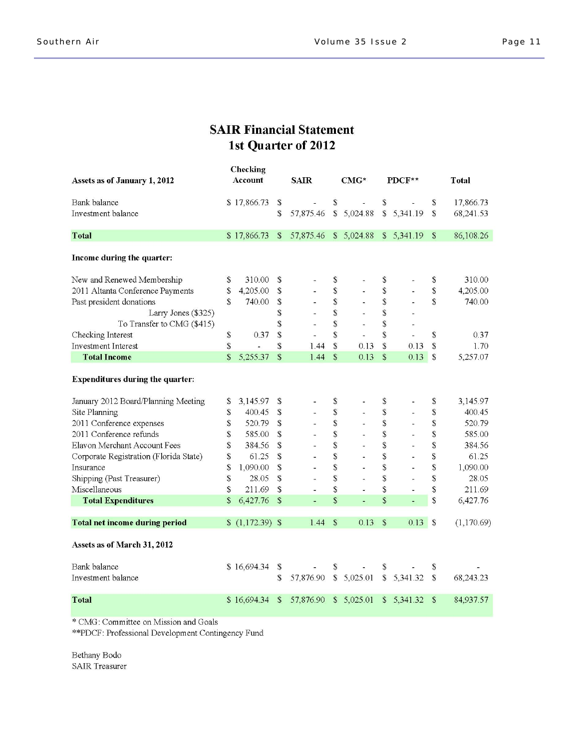# SAIR Financial Statement
## 1st Quarter of 2012

| Assets as of January 1, 2012 | Checking Account | SAIR | CMG* | PDCF** | Total |
|---|---|---|---|---|---|
| Bank balance | $ 17,866.73 | $ - | $ - | $ - | $ 17,866.73 |
| Investment balance | | $ 57,875.46 | $ 5,024.88 | $ 5,341.19 | $ 68,241.53 |
| **Total** | $ 17,866.73 | $ 57,875.46 | $ 5,024.88 | $ 5,341.19 | $ 86,108.26 |
| **Income during the quarter:** | | | | | |
| New and Renewed Membership | $ 310.00 | $ - | $ - | $ - | $ 310.00 |
| 2011 Altanta Conference Payments | $ 4,205.00 | $ - | $ - | $ - | $ 4,205.00 |
| Past president donations | $ 740.00 | $ - | $ - | $ - | $ 740.00 |
| Larry Jones ($325) | | $ - | $ - | $ - | |
| To Transfer to CMG ($415) | | $ - | $ - | $ - | |
| Checking Interest | $ 0.37 | $ - | $ - | $ - | $ 0.37 |
| Investment Interest | $ - | $ 1.44 | $ 0.13 | $ 0.13 | $ 1.70 |
| **Total Income** | $ 5,255.37 | $ 1.44 | $ 0.13 | $ 0.13 | $ 5,257.07 |
| **Expenditures during the quarter:** | | | | | |
| January 2012 Board/Planning Meeting | $ 3,145.97 | $ - | $ - | $ - | $ 3,145.97 |
| Site Planning | $ 400.45 | $ - | $ - | $ - | $ 400.45 |
| 2011 Conference expenses | $ 520.79 | $ - | $ - | $ - | $ 520.79 |
| 2011 Conference refunds | $ 585.00 | $ - | $ - | $ - | $ 585.00 |
| Elavon Merchant Account Fees | $ 384.56 | $ - | $ - | $ - | $ 384.56 |
| Corporate Registration (Florida State) | $ 61.25 | $ - | $ - | $ - | $ 61.25 |
| Insurance | $ 1,090.00 | $ - | $ - | $ - | $ 1,090.00 |
| Shipping (Past Treasurer) | $ 28.05 | $ - | $ - | $ - | $ 28.05 |
| Miscellaneous | $ 211.69 | $ - | $ - | $ - | $ 211.69 |
| **Total Expenditures** | $ 6,427.76 | $ - | $ - | $ - | $ 6,427.76 |
| **Total net income during period** | $ (1,172.39) | $ 1.44 | $ 0.13 | $ 0.13 | $ (1,170.69) |
| **Assets as of March 31, 2012** | | | | | |
| Bank balance | $ 16,694.34 | $ - | $ - | $ - | $ - |
| Investment balance | | $ 57,876.90 | $ 5,025.01 | $ 5,341.32 | $ 68,243.23 |
| **Total** | $ 16,694.34 | $ 57,876.90 | $ 5,025.01 | $ 5,341.32 | $ 84,937.57 |

\* CMG: Committee on Mission and Goals
**PDCF: Professional Development Contingency Fund

Bethany Bodo
SAIR Treasurer